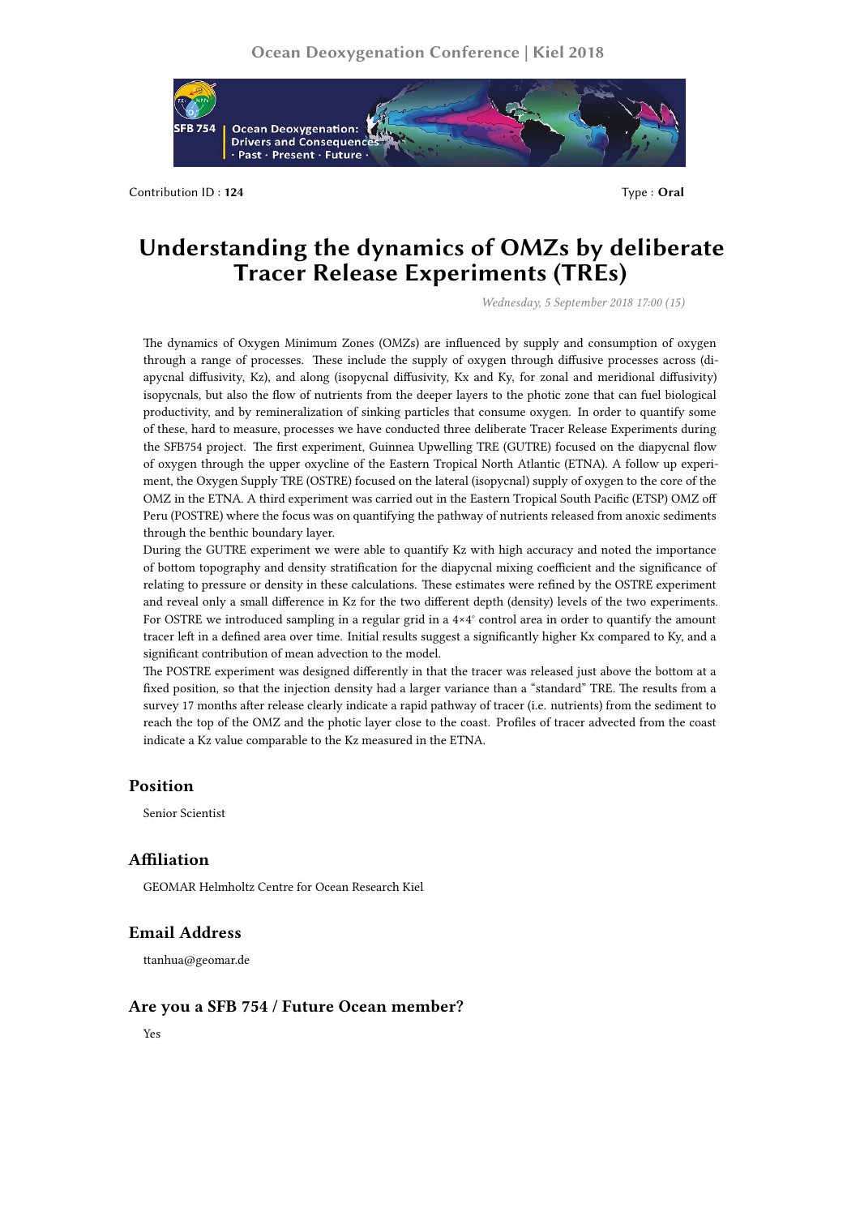Contribution ID : **124**

Type : **Oral**

# Understanding the dynamics of OMZs by deliberate Tracer Release Experiments (TREs)

*Wednesday, 5 September 2018 17:00 (15)*

The dynamics of Oxygen Minimum Zones (OMZs) are influenced by supply and consumption of oxygen through a range of processes. These include the supply of oxygen through diffusive processes across (diapycnal diffusivity, Kz), and along (isopycnal diffusivity, Kx and Ky, for zonal and meridional diffusivity) isopycnals, but also the flow of nutrients from the deeper layers to the photic zone that can fuel biological productivity, and by remineralization of sinking particles that consume oxygen. In order to quantify some of these, hard to measure, processes we have conducted three deliberate Tracer Release Experiments during the SFB754 project. The first experiment, Guinnea Upwelling TRE (GUTRE) focused on the diapycnal flow of oxygen through the upper oxycline of the Eastern Tropical North Atlantic (ETNA). A follow up experiment, the Oxygen Supply TRE (OSTRE) focused on the lateral (isopycnal) supply of oxygen to the core of the OMZ in the ETNA. A third experiment was carried out in the Eastern Tropical South Pacific (ETSP) OMZ off Peru (POSTRE) where the focus was on quantifying the pathway of nutrients released from anoxic sediments through the benthic boundary layer.

During the GUTRE experiment we were able to quantify Kz with high accuracy and noted the importance of bottom topography and density stratification for the diapycnal mixing coefficient and the significance of relating to pressure or density in these calculations. These estimates were refined by the OSTRE experiment and reveal only a small difference in Kz for the two different depth (density) levels of the two experiments. For OSTRE we introduced sampling in a regular grid in a 4×4° control area in order to quantify the amount tracer left in a defined area over time. Initial results suggest a significantly higher Kx compared to Ky, and a significant contribution of mean advection to the model.

The POSTRE experiment was designed differently in that the tracer was released just above the bottom at a fixed position, so that the injection density had a larger variance than a "standard" TRE. The results from a survey 17 months after release clearly indicate a rapid pathway of tracer (i.e. nutrients) from the sediment to reach the top of the OMZ and the photic layer close to the coast. Profiles of tracer advected from the coast indicate a Kz value comparable to the Kz measured in the ETNA.

## Position

Senior Scientist

## Affiliation

GEOMAR Helmholtz Centre for Ocean Research Kiel

## Email Address

ttanhua@geomar.de

## Are you a SFB 754 / Future Ocean member?

Yes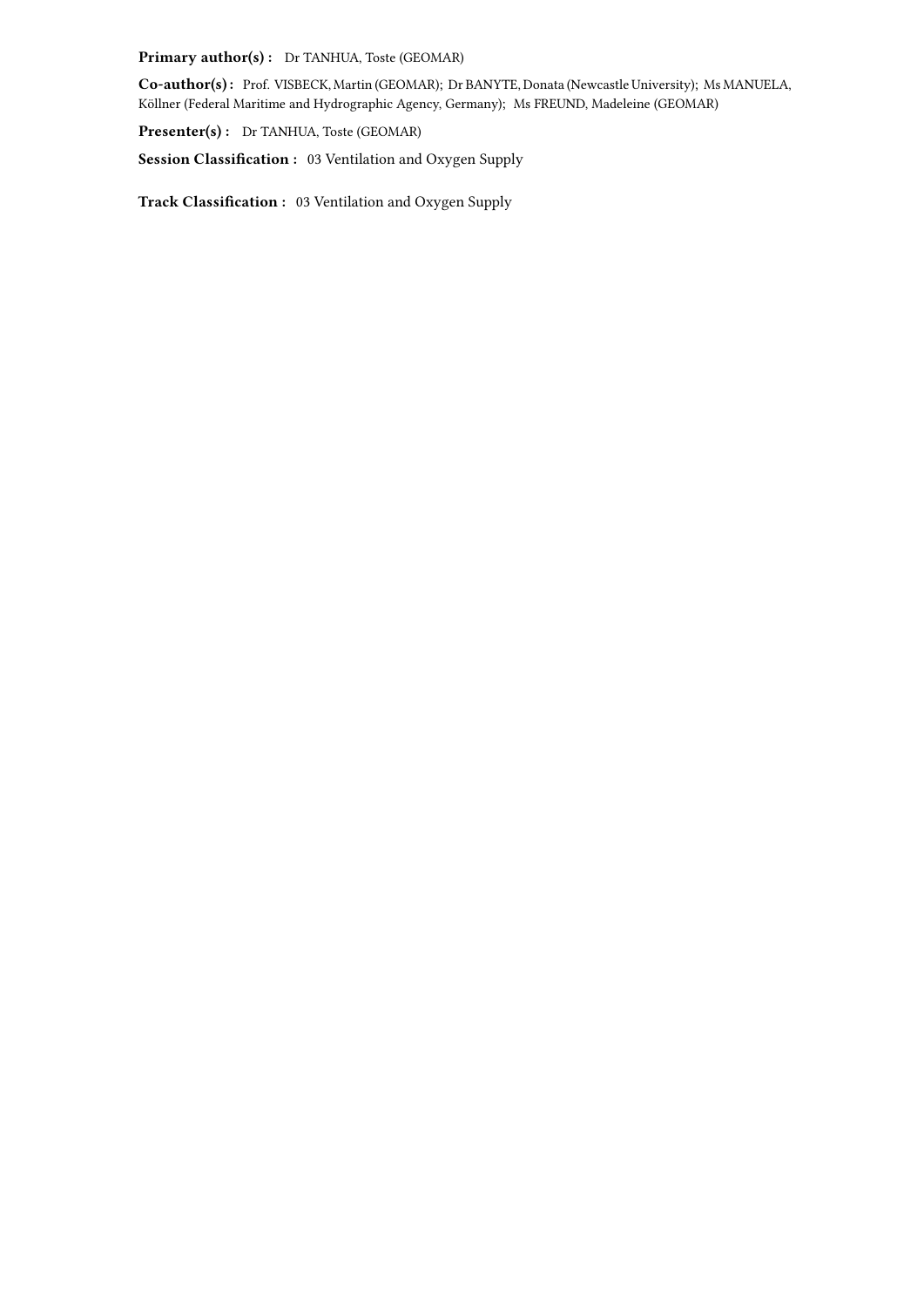**Primary author(s) :** Dr TANHUA, Toste (GEOMAR)

**Co-author(s) :** Prof. VISBECK, Martin (GEOMAR); Dr BANYTE, Donata (Newcastle University); Ms MANUELA, Köllner (Federal Maritime and Hydrographic Agency, Germany); Ms FREUND, Madeleine (GEOMAR)

**Presenter(s) :** Dr TANHUA, Toste (GEOMAR)

**Session Classification :** 03 Ventilation and Oxygen Supply

**Track Classification :** 03 Ventilation and Oxygen Supply